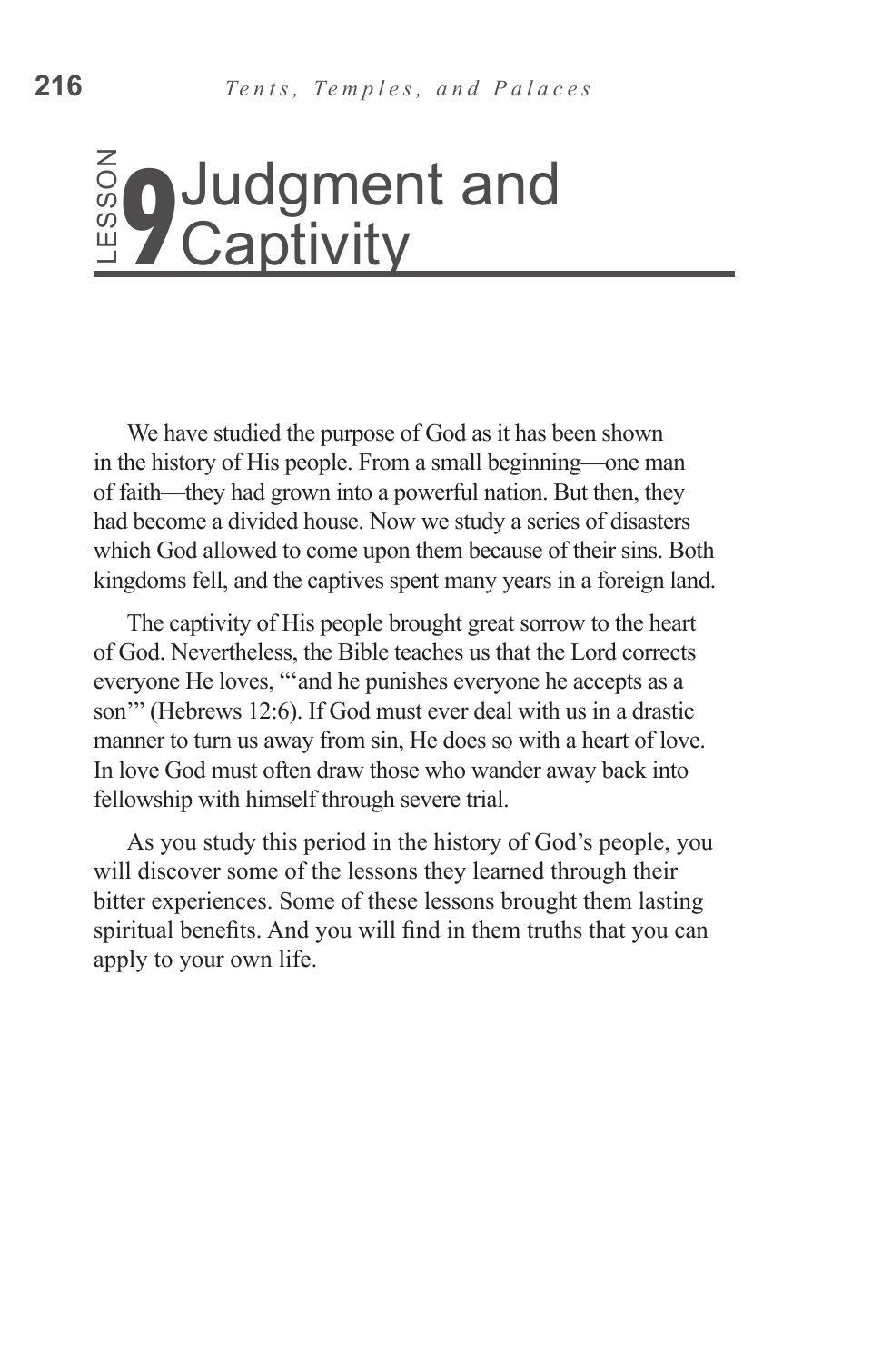# Lesson 9 Judgment and Captivity

We have studied the purpose of God as it has been shown in the history of His people. From a small beginning—one man of faith—they had grown into a powerful nation. But then, they had become a divided house. Now we study a series of disasters which God allowed to come upon them because of their sins. Both kingdoms fell, and the captives spent many years in a foreign land.

The captivity of His people brought great sorrow to the heart of God. Nevertheless, the Bible teaches us that the Lord corrects everyone He loves, "'and he punishes everyone he accepts as a son'" (Hebrews 12:6). If God must ever deal with us in a drastic manner to turn us away from sin, He does so with a heart of love. In love God must often draw those who wander away back into fellowship with himself through severe trial.

As you study this period in the history of God's people, you will discover some of the lessons they learned through their bitter experiences. Some of these lessons brought them lasting spiritual benefits. And you will find in them truths that you can apply to your own life.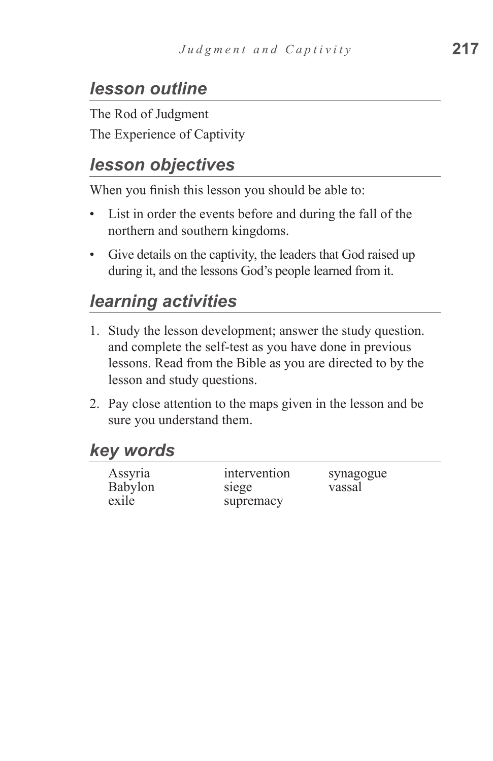## *lesson outline*

The Rod of Judgment

The Experience of Captivity

## *lesson objectives*

When you finish this lesson you should be able to:

- List in order the events before and during the fall of the northern and southern kingdoms.
- Give details on the captivity, the leaders that God raised up during it, and the lessons God's people learned from it.

## *learning activities*

1. Study the lesson development; answer the study question. and complete the self-test as you have done in previous lessons. Read from the Bible as you are directed to by the lesson and study questions.
2. Pay close attention to the maps given in the lesson and be sure you understand them.

## *key words*

| | | |
|---|---|---|
| Assyria | intervention | synagogue |
| Babylon | siege | vassal |
| exile | supremacy | |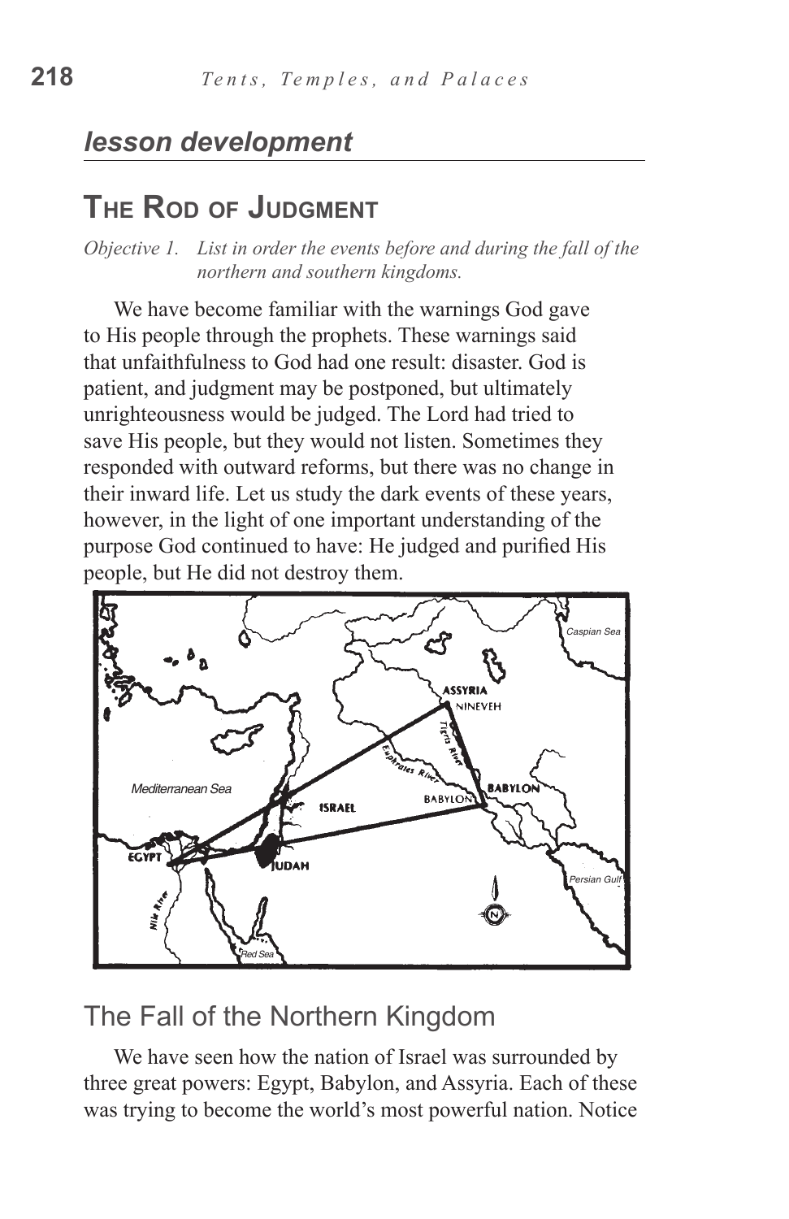## *lesson development*

# The Rod of Judgment

*Objective 1. List in order the events before and during the fall of the northern and southern kingdoms.*

We have become familiar with the warnings God gave to His people through the prophets. These warnings said that unfaithfulness to God had one result: disaster. God is patient, and judgment may be postponed, but ultimately unrighteousness would be judged. The Lord had tried to save His people, but they would not listen. Sometimes they responded with outward reforms, but there was no change in their inward life. Let us study the dark events of these years, however, in the light of one important understanding of the purpose God continued to have: He judged and purified His people, but He did not destroy them.

## The Fall of the Northern Kingdom

We have seen how the nation of Israel was surrounded by three great powers: Egypt, Babylon, and Assyria. Each of these was trying to become the world's most powerful nation. Notice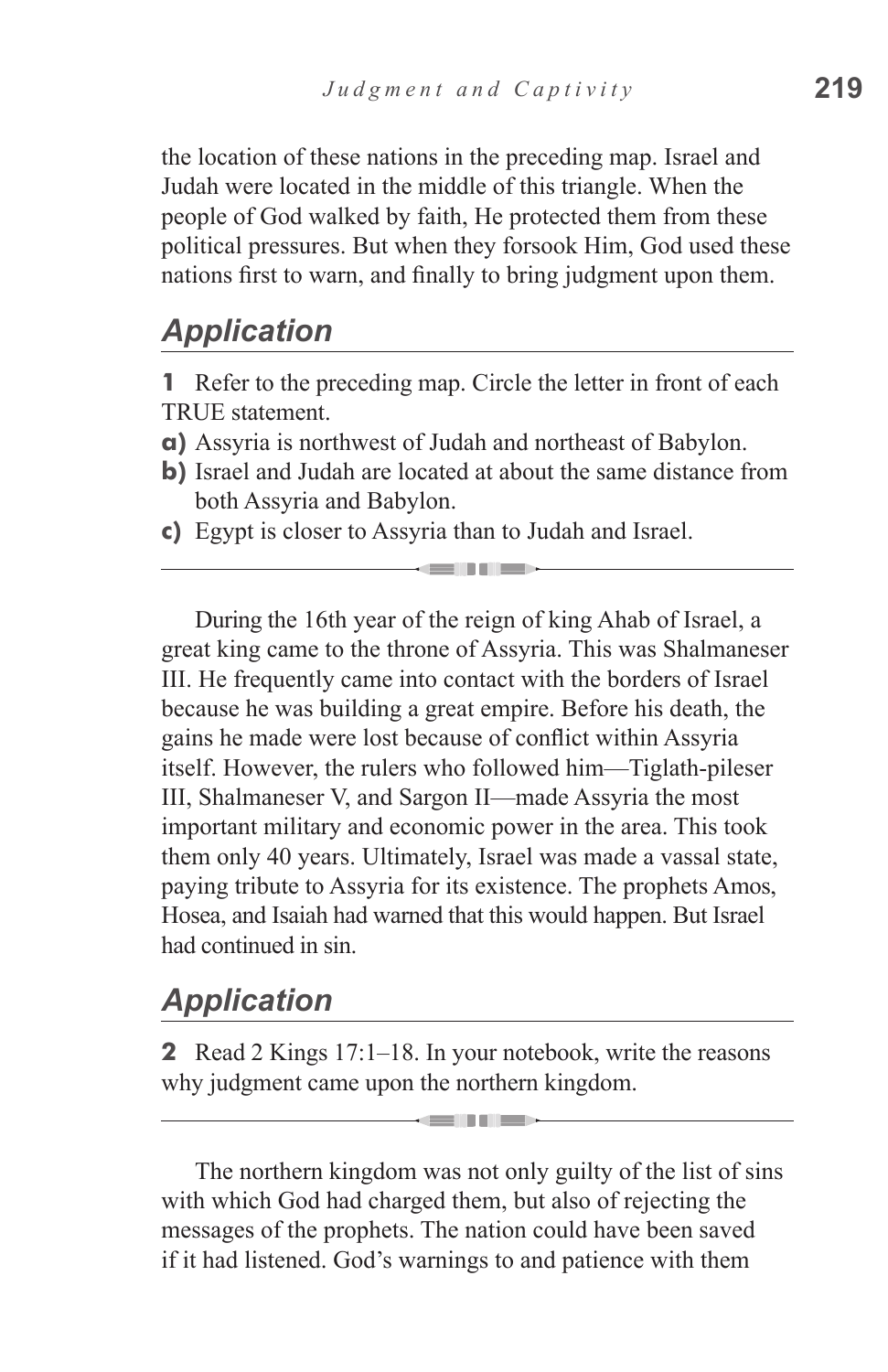the location of these nations in the preceding map. Israel and Judah were located in the middle of this triangle. When the people of God walked by faith, He protected them from these political pressures. But when they forsook Him, God used these nations first to warn, and finally to bring judgment upon them.

## Application

**1** Refer to the preceding map. Circle the letter in front of each TRUE statement.

**a)** Assyria is northwest of Judah and northeast of Babylon.
**b)** Israel and Judah are located at about the same distance from both Assyria and Babylon.
**c)** Egypt is closer to Assyria than to Judah and Israel.

---

During the 16th year of the reign of king Ahab of Israel, a great king came to the throne of Assyria. This was Shalmaneser III. He frequently came into contact with the borders of Israel because he was building a great empire. Before his death, the gains he made were lost because of conflict within Assyria itself. However, the rulers who followed him—Tiglath-pileser III, Shalmaneser V, and Sargon II—made Assyria the most important military and economic power in the area. This took them only 40 years. Ultimately, Israel was made a vassal state, paying tribute to Assyria for its existence. The prophets Amos, Hosea, and Isaiah had warned that this would happen. But Israel had continued in sin.

## Application

**2** Read 2 Kings 17:1–18. In your notebook, write the reasons why judgment came upon the northern kingdom.

---

The northern kingdom was not only guilty of the list of sins with which God had charged them, but also of rejecting the messages of the prophets. The nation could have been saved if it had listened. God's warnings to and patience with them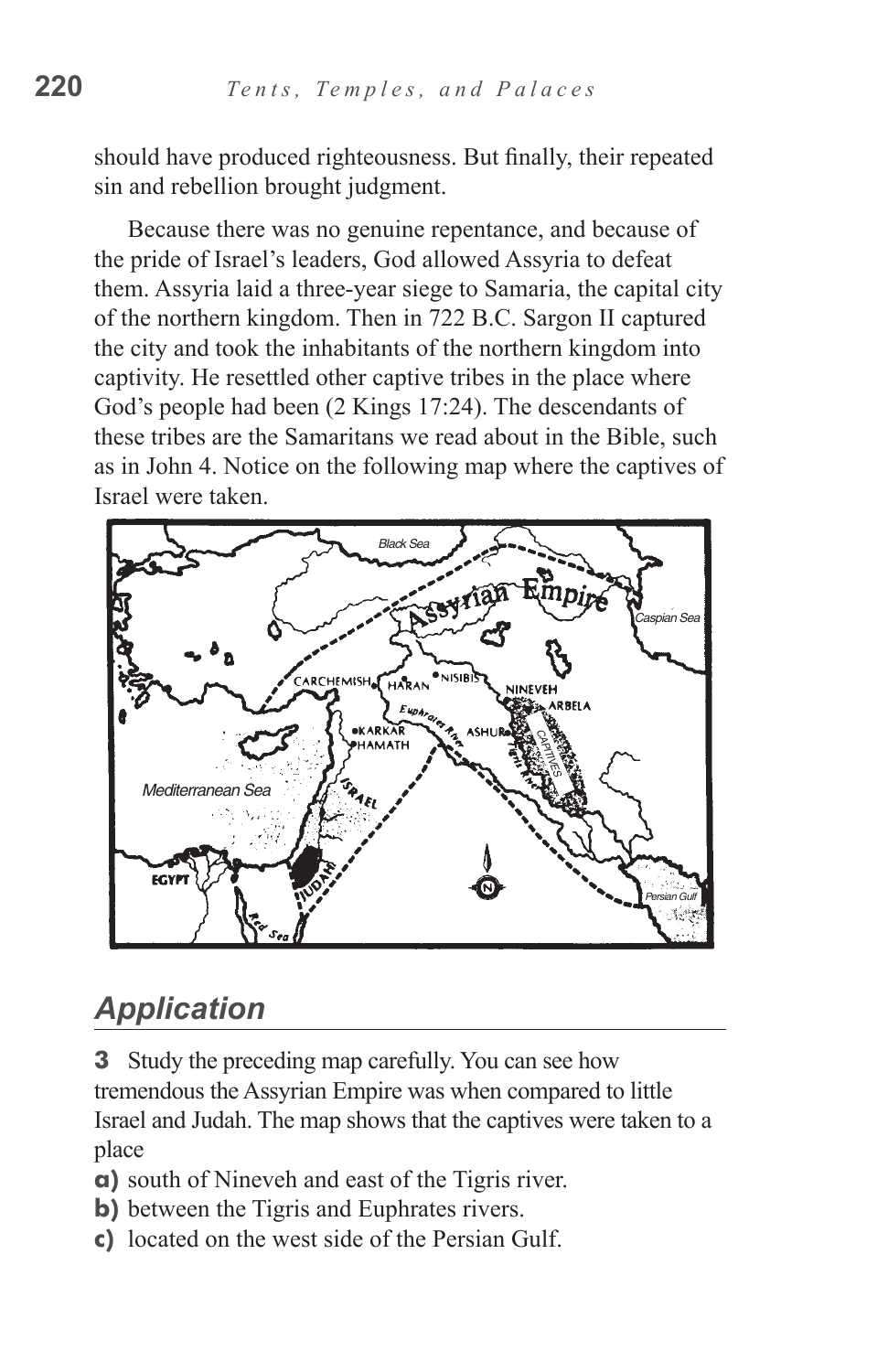should have produced righteousness. But finally, their repeated sin and rebellion brought judgment.

Because there was no genuine repentance, and because of the pride of Israel's leaders, God allowed Assyria to defeat them. Assyria laid a three-year siege to Samaria, the capital city of the northern kingdom. Then in 722 B.C. Sargon II captured the city and took the inhabitants of the northern kingdom into captivity. He resettled other captive tribes in the place where God's people had been (2 Kings 17:24). The descendants of these tribes are the Samaritans we read about in the Bible, such as in John 4. Notice on the following map where the captives of Israel were taken.

## *Application*

**3** Study the preceding map carefully. You can see how tremendous the Assyrian Empire was when compared to little Israel and Judah. The map shows that the captives were taken to a place

**a)** south of Nineveh and east of the Tigris river.
**b)** between the Tigris and Euphrates rivers.
**c)** located on the west side of the Persian Gulf.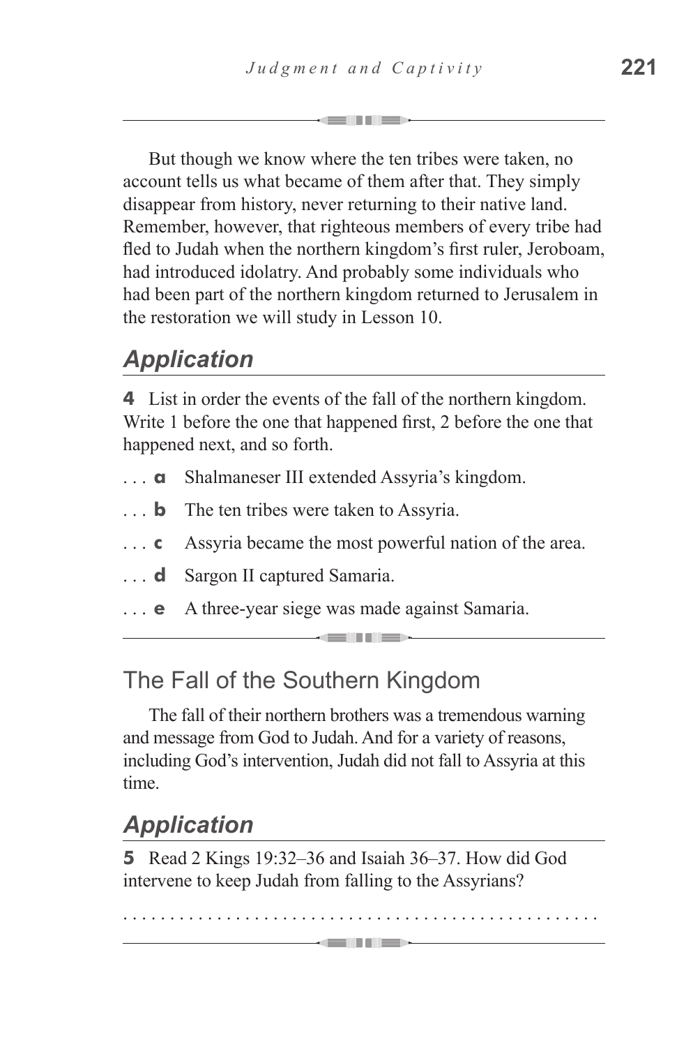But though we know where the ten tribes were taken, no account tells us what became of them after that. They simply disappear from history, never returning to their native land. Remember, however, that righteous members of every tribe had fled to Judah when the northern kingdom's first ruler, Jeroboam, had introduced idolatry. And probably some individuals who had been part of the northern kingdom returned to Jerusalem in the restoration we will study in Lesson 10.

## *Application*

**4** List in order the events of the fall of the northern kingdom. Write 1 before the one that happened first, 2 before the one that happened next, and so forth.

. . . **a** Shalmaneser III extended Assyria's kingdom.

. . . **b** The ten tribes were taken to Assyria.

. . . **c** Assyria became the most powerful nation of the area.

. . . **d** Sargon II captured Samaria.

. . . **e** A three-year siege was made against Samaria.

## The Fall of the Southern Kingdom

The fall of their northern brothers was a tremendous warning and message from God to Judah. And for a variety of reasons, including God's intervention, Judah did not fall to Assyria at this time.

## *Application*

**5** Read 2 Kings 19:32–36 and Isaiah 36–37. How did God intervene to keep Judah from falling to the Assyrians?

. . . . . . . . . . . . . . . . . . . . . . . . . . . . . . . . . . . . . . . . . . . . . . . . . .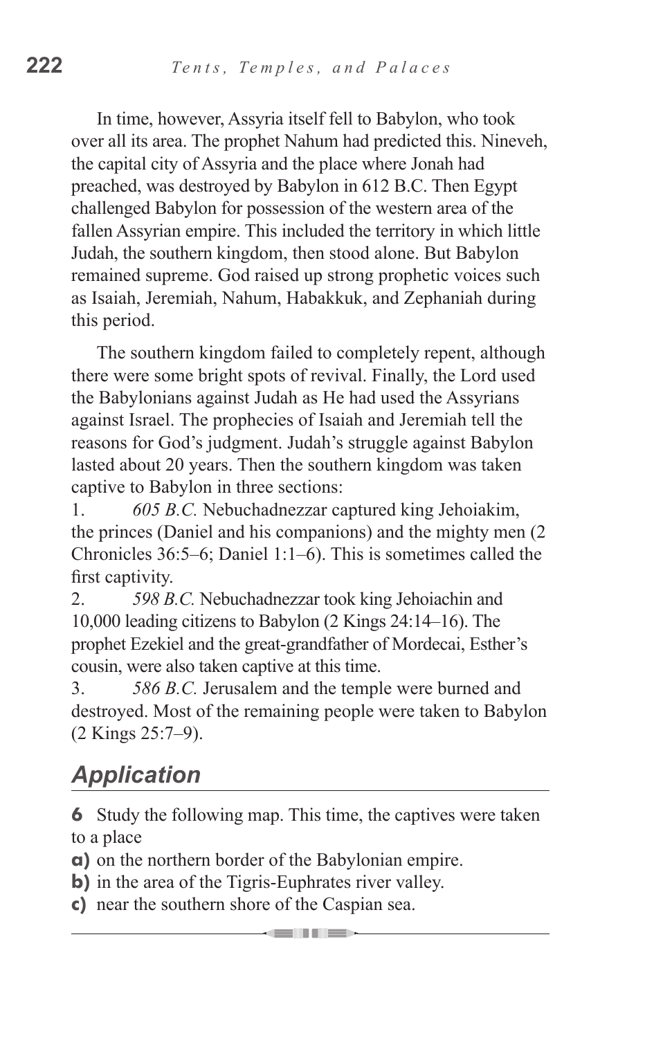In time, however, Assyria itself fell to Babylon, who took over all its area. The prophet Nahum had predicted this. Nineveh, the capital city of Assyria and the place where Jonah had preached, was destroyed by Babylon in 612 B.C. Then Egypt challenged Babylon for possession of the western area of the fallen Assyrian empire. This included the territory in which little Judah, the southern kingdom, then stood alone. But Babylon remained supreme. God raised up strong prophetic voices such as Isaiah, Jeremiah, Nahum, Habakkuk, and Zephaniah during this period.

The southern kingdom failed to completely repent, although there were some bright spots of revival. Finally, the Lord used the Babylonians against Judah as He had used the Assyrians against Israel. The prophecies of Isaiah and Jeremiah tell the reasons for God's judgment. Judah's struggle against Babylon lasted about 20 years. Then the southern kingdom was taken captive to Babylon in three sections:

1. *605 B.C.* Nebuchadnezzar captured king Jehoiakim, the princes (Daniel and his companions) and the mighty men (2 Chronicles 36:5–6; Daniel 1:1–6). This is sometimes called the first captivity.
2. *598 B.C.* Nebuchadnezzar took king Jehoiachin and 10,000 leading citizens to Babylon (2 Kings 24:14–16). The prophet Ezekiel and the great-grandfather of Mordecai, Esther's cousin, were also taken captive at this time.
3. *586 B.C.* Jerusalem and the temple were burned and destroyed. Most of the remaining people were taken to Babylon (2 Kings 25:7–9).

## *Application*

**6** Study the following map. This time, the captives were taken to a place

**a)** on the northern border of the Babylonian empire.
**b)** in the area of the Tigris-Euphrates river valley.
**c)** near the southern shore of the Caspian sea.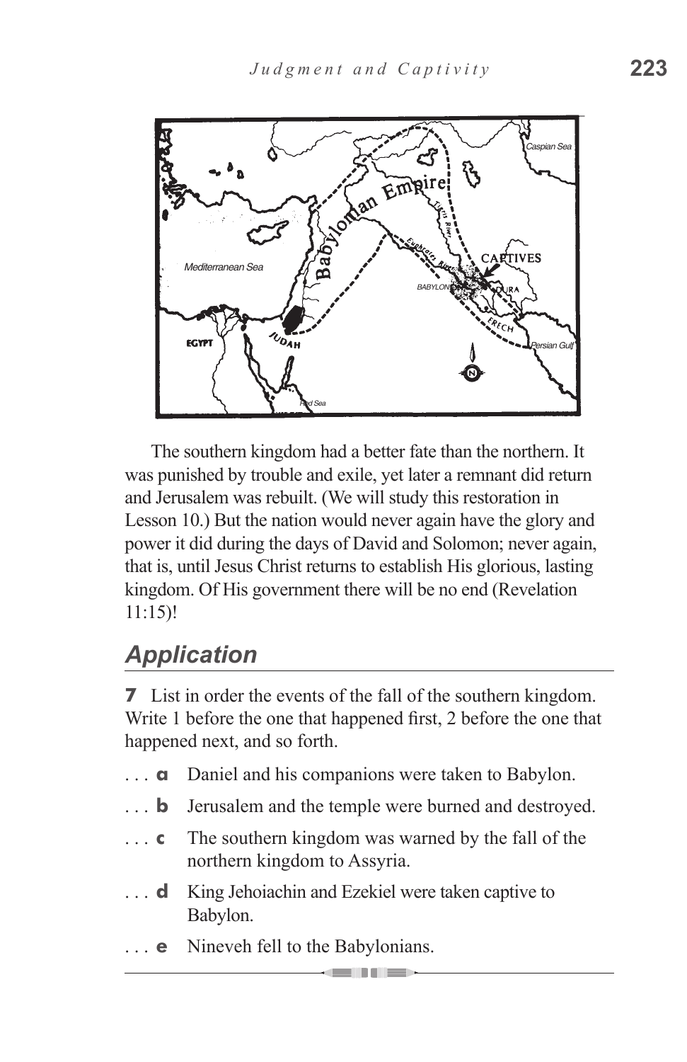The southern kingdom had a better fate than the northern. It was punished by trouble and exile, yet later a remnant did return and Jerusalem was rebuilt. (We will study this restoration in Lesson 10.) But the nation would never again have the glory and power it did during the days of David and Solomon; never again, that is, until Jesus Christ returns to establish His glorious, lasting kingdom. Of His government there will be no end (Revelation 11:15)!

## *Application*

**7** List in order the events of the fall of the southern kingdom. Write 1 before the one that happened first, 2 before the one that happened next, and so forth.

. . . **a** Daniel and his companions were taken to Babylon.

. . . **b** Jerusalem and the temple were burned and destroyed.

. . . **c** The southern kingdom was warned by the fall of the northern kingdom to Assyria.

. . . **d** King Jehoiachin and Ezekiel were taken captive to Babylon.

. . . **e** Nineveh fell to the Babylonians.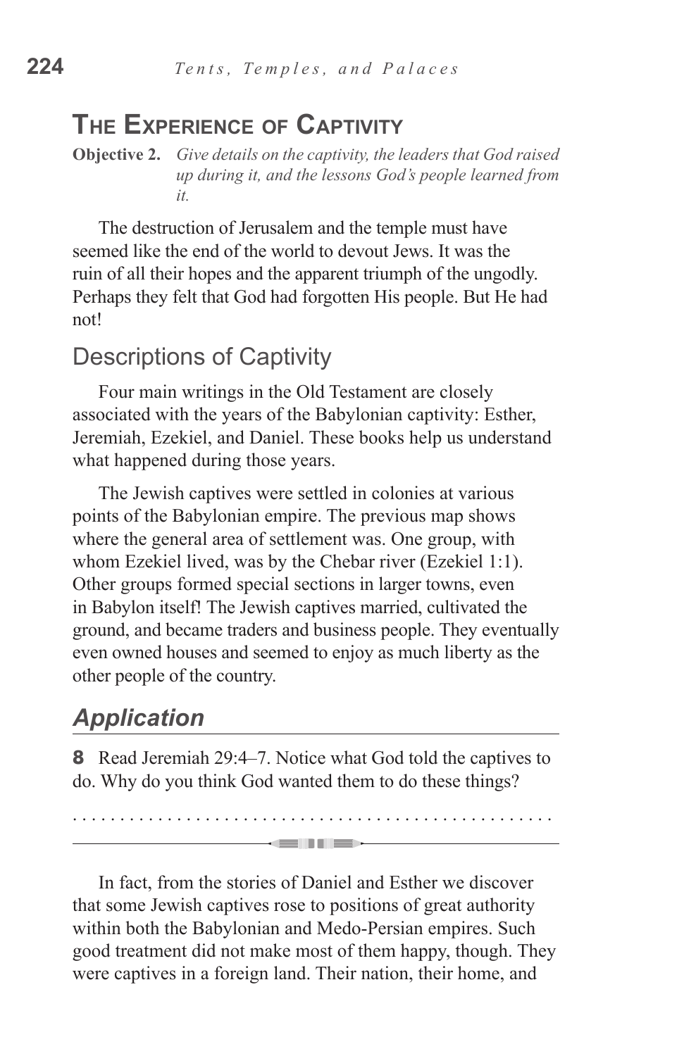## The Experience of Captivity

**Objective 2.** *Give details on the captivity, the leaders that God raised up during it, and the lessons God's people learned from it.*

The destruction of Jerusalem and the temple must have seemed like the end of the world to devout Jews. It was the ruin of all their hopes and the apparent triumph of the ungodly. Perhaps they felt that God had forgotten His people. But He had not!

### Descriptions of Captivity

Four main writings in the Old Testament are closely associated with the years of the Babylonian captivity: Esther, Jeremiah, Ezekiel, and Daniel. These books help us understand what happened during those years.

The Jewish captives were settled in colonies at various points of the Babylonian empire. The previous map shows where the general area of settlement was. One group, with whom Ezekiel lived, was by the Chebar river (Ezekiel 1:1). Other groups formed special sections in larger towns, even in Babylon itself! The Jewish captives married, cultivated the ground, and became traders and business people. They eventually even owned houses and seemed to enjoy as much liberty as the other people of the country.

### *Application*

**8** Read Jeremiah 29:4–7. Notice what God told the captives to do. Why do you think God wanted them to do these things?

. . . . . . . . . . . . . . . . . . . . . . . . . . . . . . . . . . . . . . . . . . . . . . . .

---

In fact, from the stories of Daniel and Esther we discover that some Jewish captives rose to positions of great authority within both the Babylonian and Medo-Persian empires. Such good treatment did not make most of them happy, though. They were captives in a foreign land. Their nation, their home, and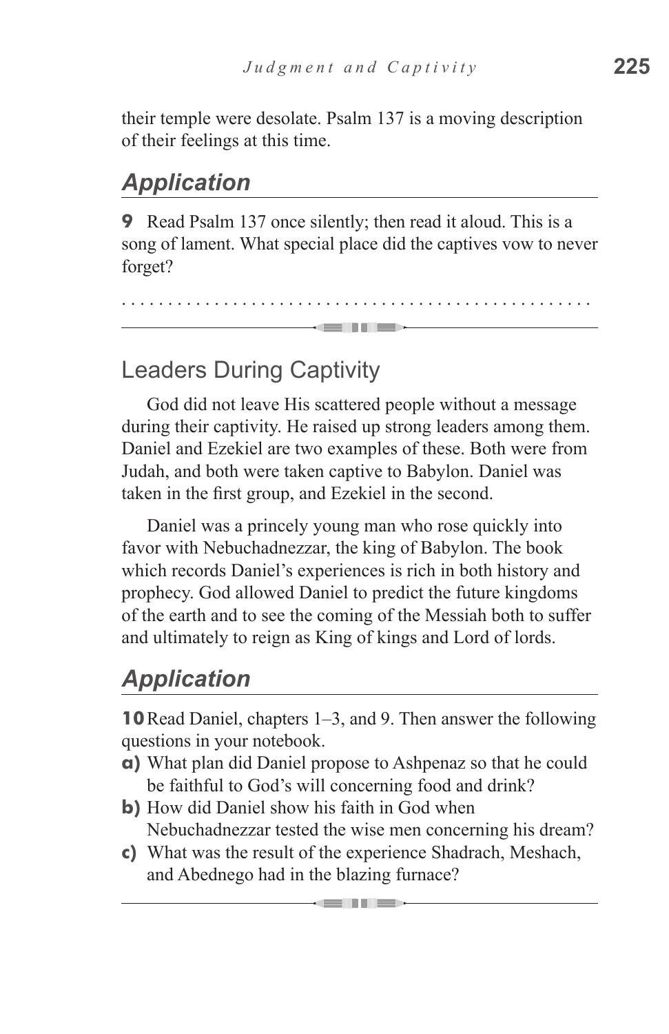their temple were desolate. Psalm 137 is a moving description of their feelings at this time.

## *Application*

**9** Read Psalm 137 once silently; then read it aloud. This is a song of lament. What special place did the captives vow to never forget?

. . . . . . . . . . . . . . . . . . . . . . . . . . . . . . . . . . . . . . . . . . . . . . . . .

---

## Leaders During Captivity

God did not leave His scattered people without a message during their captivity. He raised up strong leaders among them. Daniel and Ezekiel are two examples of these. Both were from Judah, and both were taken captive to Babylon. Daniel was taken in the first group, and Ezekiel in the second.

Daniel was a princely young man who rose quickly into favor with Nebuchadnezzar, the king of Babylon. The book which records Daniel's experiences is rich in both history and prophecy. God allowed Daniel to predict the future kingdoms of the earth and to see the coming of the Messiah both to suffer and ultimately to reign as King of kings and Lord of lords.

## *Application*

**10** Read Daniel, chapters 1–3, and 9. Then answer the following questions in your notebook.

**a)** What plan did Daniel propose to Ashpenaz so that he could be faithful to God's will concerning food and drink?

**b)** How did Daniel show his faith in God when Nebuchadnezzar tested the wise men concerning his dream?

**c)** What was the result of the experience Shadrach, Meshach, and Abednego had in the blazing furnace?

---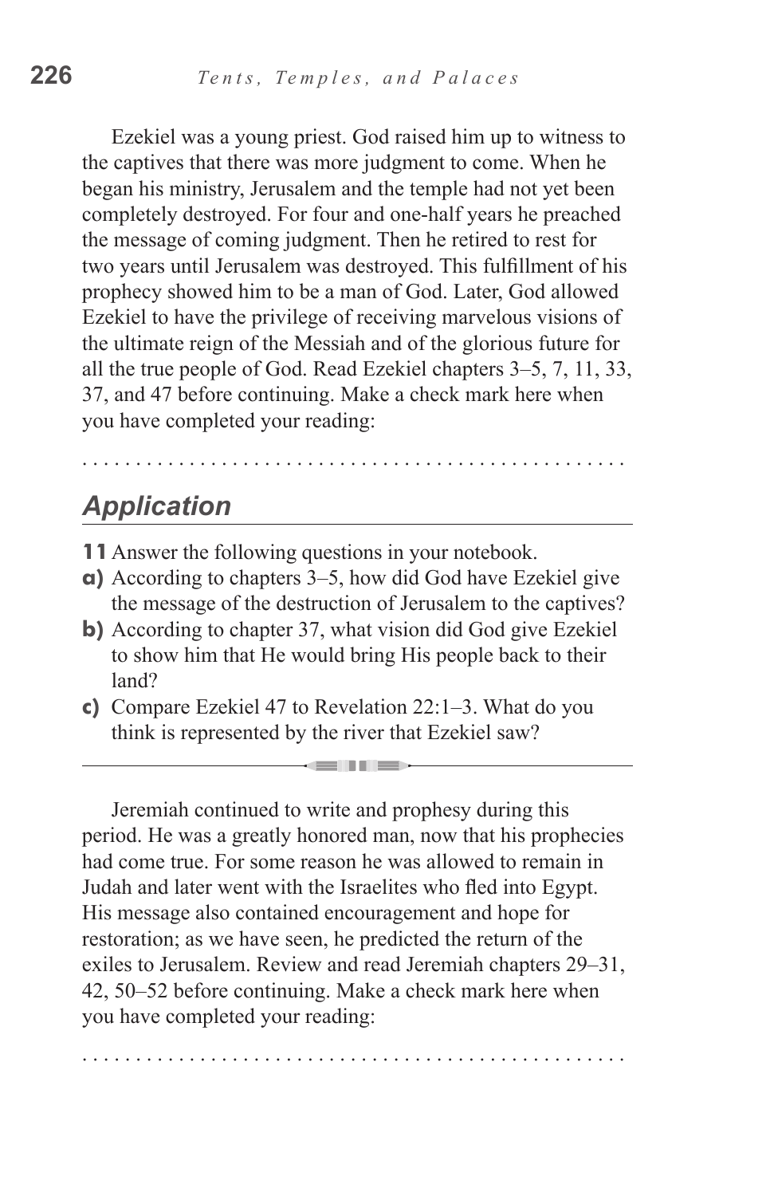Ezekiel was a young priest. God raised him up to witness to the captives that there was more judgment to come. When he began his ministry, Jerusalem and the temple had not yet been completely destroyed. For four and one-half years he preached the message of coming judgment. Then he retired to rest for two years until Jerusalem was destroyed. This fulfillment of his prophecy showed him to be a man of God. Later, God allowed Ezekiel to have the privilege of receiving marvelous visions of the ultimate reign of the Messiah and of the glorious future for all the true people of God. Read Ezekiel chapters 3–5, 7, 11, 33, 37, and 47 before continuing. Make a check mark here when you have completed your reading:

. . . . . . . . . . . . . . . . . . . . . . . . . . . . . . . . . . . . . . . . . . . . . . . . .

## *Application*

**11** Answer the following questions in your notebook.

**a)** According to chapters 3–5, how did God have Ezekiel give the message of the destruction of Jerusalem to the captives?

**b)** According to chapter 37, what vision did God give Ezekiel to show him that He would bring His people back to their land?

**c)** Compare Ezekiel 47 to Revelation 22:1–3. What do you think is represented by the river that Ezekiel saw?

---

Jeremiah continued to write and prophesy during this period. He was a greatly honored man, now that his prophecies had come true. For some reason he was allowed to remain in Judah and later went with the Israelites who fled into Egypt. His message also contained encouragement and hope for restoration; as we have seen, he predicted the return of the exiles to Jerusalem. Review and read Jeremiah chapters 29–31, 42, 50–52 before continuing. Make a check mark here when you have completed your reading:

. . . . . . . . . . . . . . . . . . . . . . . . . . . . . . . . . . . . . . . . . . . . . . . . .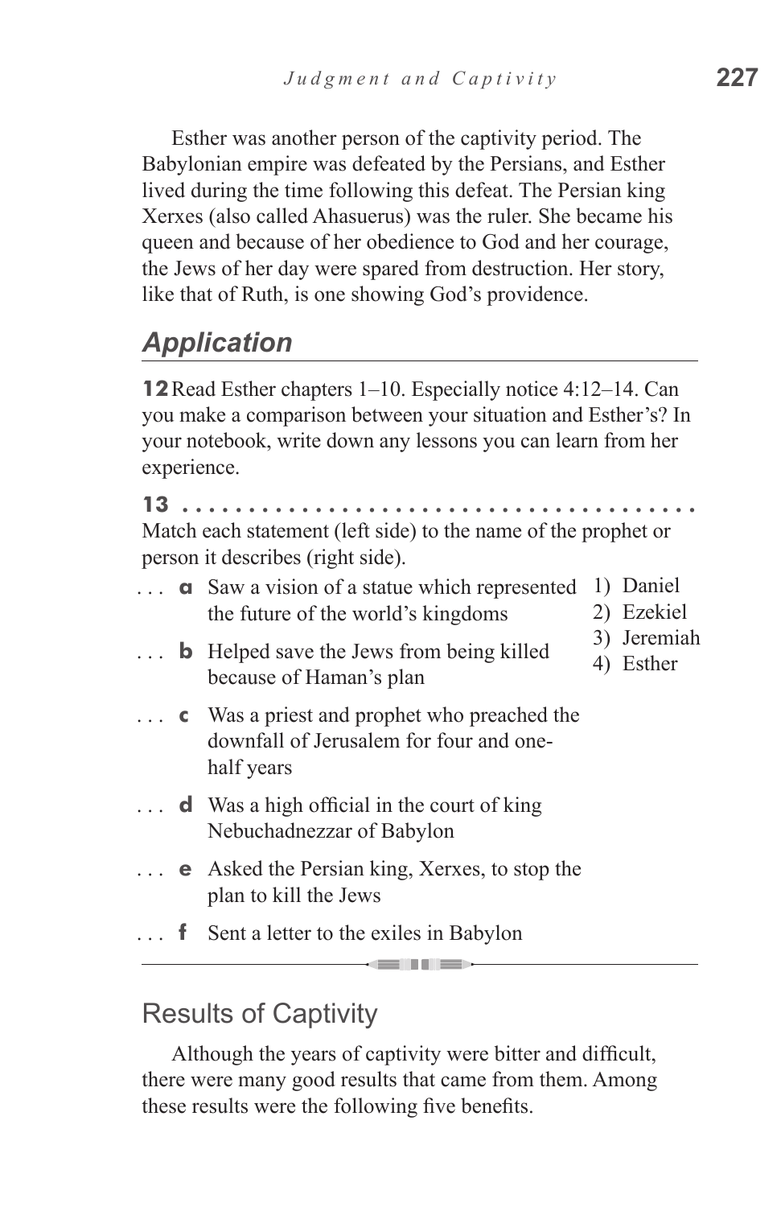Esther was another person of the captivity period. The Babylonian empire was defeated by the Persians, and Esther lived during the time following this defeat. The Persian king Xerxes (also called Ahasuerus) was the ruler. She became his queen and because of her obedience to God and her courage, the Jews of her day were spared from destruction. Her story, like that of Ruth, is one showing God's providence.

## *Application*

**12** Read Esther chapters 1–10. Especially notice 4:12–14. Can you make a comparison between your situation and Esther's? In your notebook, write down any lessons you can learn from her experience.

**13** . . . . . . . . . . . . . . . . . . . . . . . . . . . . . . . . . . . . . .
Match each statement (left side) to the name of the prophet or person it describes (right side).

. . . **a** Saw a vision of a statue which represented the future of the world's kingdoms

. . . **b** Helped save the Jews from being killed because of Haman's plan

. . . **c** Was a priest and prophet who preached the downfall of Jerusalem for four and one-half years

. . . **d** Was a high official in the court of king Nebuchadnezzar of Babylon

. . . **e** Asked the Persian king, Xerxes, to stop the plan to kill the Jews

. . . **f** Sent a letter to the exiles in Babylon

1) Daniel
2) Ezekiel
3) Jeremiah
4) Esther

## Results of Captivity

Although the years of captivity were bitter and difficult, there were many good results that came from them. Among these results were the following five benefits.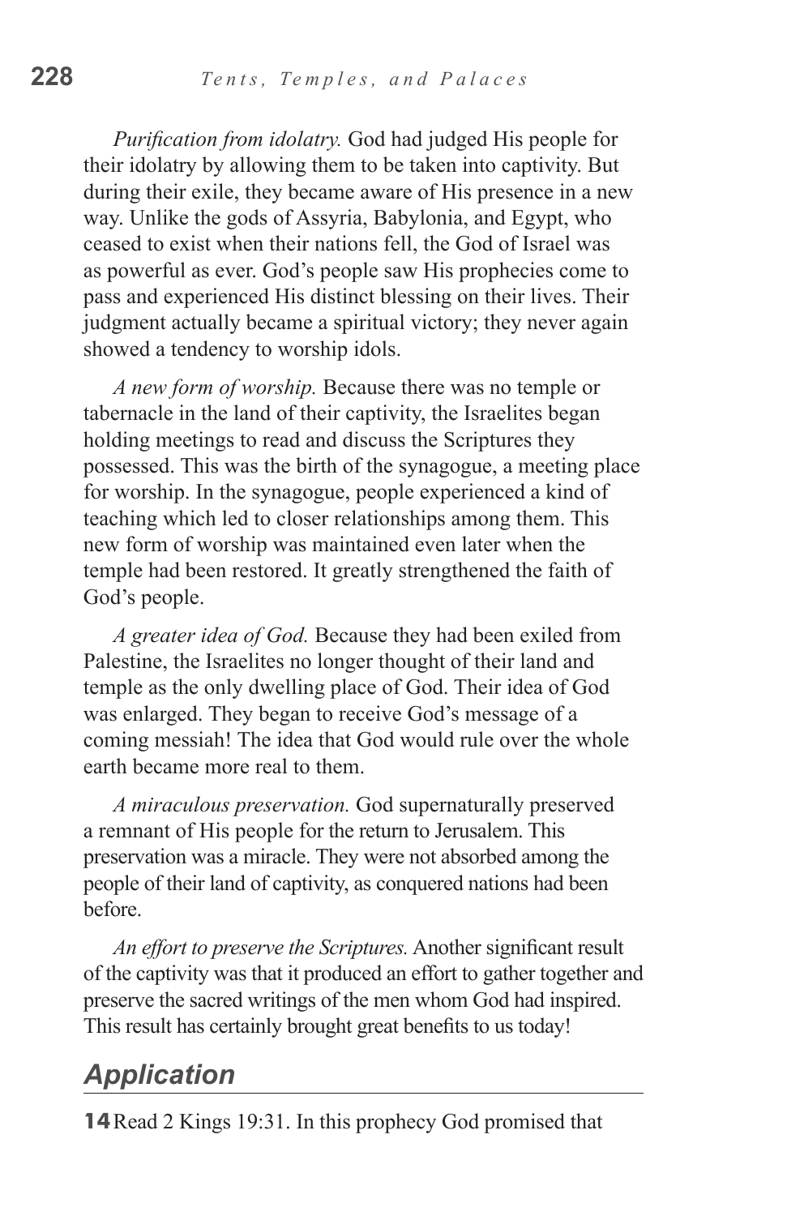*Purification from idolatry.* God had judged His people for their idolatry by allowing them to be taken into captivity. But during their exile, they became aware of His presence in a new way. Unlike the gods of Assyria, Babylonia, and Egypt, who ceased to exist when their nations fell, the God of Israel was as powerful as ever. God's people saw His prophecies come to pass and experienced His distinct blessing on their lives. Their judgment actually became a spiritual victory; they never again showed a tendency to worship idols.

*A new form of worship.* Because there was no temple or tabernacle in the land of their captivity, the Israelites began holding meetings to read and discuss the Scriptures they possessed. This was the birth of the synagogue, a meeting place for worship. In the synagogue, people experienced a kind of teaching which led to closer relationships among them. This new form of worship was maintained even later when the temple had been restored. It greatly strengthened the faith of God's people.

*A greater idea of God.* Because they had been exiled from Palestine, the Israelites no longer thought of their land and temple as the only dwelling place of God. Their idea of God was enlarged. They began to receive God's message of a coming messiah! The idea that God would rule over the whole earth became more real to them.

*A miraculous preservation.* God supernaturally preserved a remnant of His people for the return to Jerusalem. This preservation was a miracle. They were not absorbed among the people of their land of captivity, as conquered nations had been before.

*An effort to preserve the Scriptures.* Another significant result of the captivity was that it produced an effort to gather together and preserve the sacred writings of the men whom God had inspired. This result has certainly brought great benefits to us today!

## *Application*

**14** Read 2 Kings 19:31. In this prophecy God promised that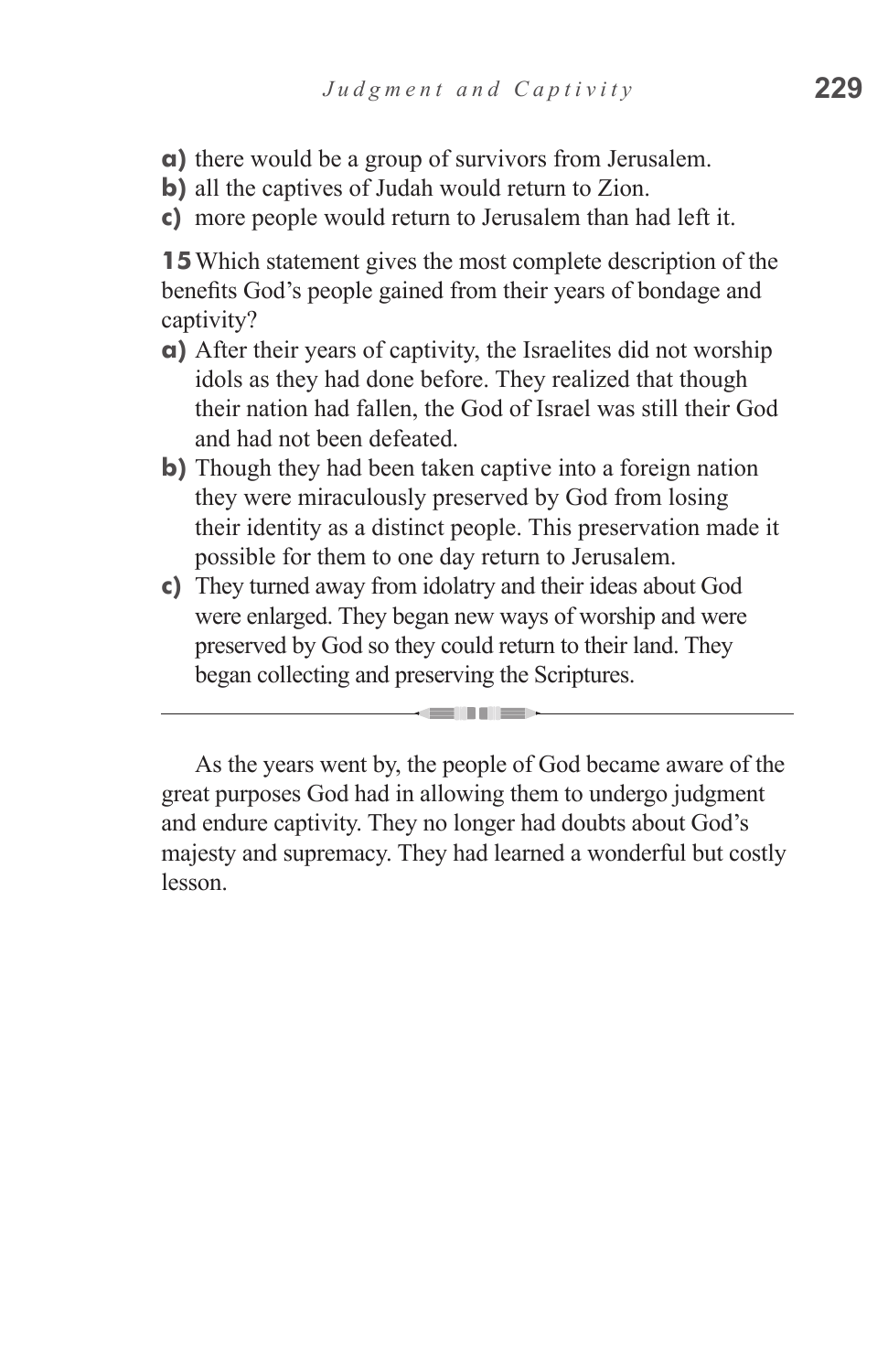**a)** there would be a group of survivors from Jerusalem.
**b)** all the captives of Judah would return to Zion.
**c)** more people would return to Jerusalem than had left it.

**15** Which statement gives the most complete description of the benefits God's people gained from their years of bondage and captivity?

**a)** After their years of captivity, the Israelites did not worship idols as they had done before. They realized that though their nation had fallen, the God of Israel was still their God and had not been defeated.
**b)** Though they had been taken captive into a foreign nation they were miraculously preserved by God from losing their identity as a distinct people. This preservation made it possible for them to one day return to Jerusalem.
**c)** They turned away from idolatry and their ideas about God were enlarged. They began new ways of worship and were preserved by God so they could return to their land. They began collecting and preserving the Scriptures.

---

As the years went by, the people of God became aware of the great purposes God had in allowing them to undergo judgment and endure captivity. They no longer had doubts about God's majesty and supremacy. They had learned a wonderful but costly lesson.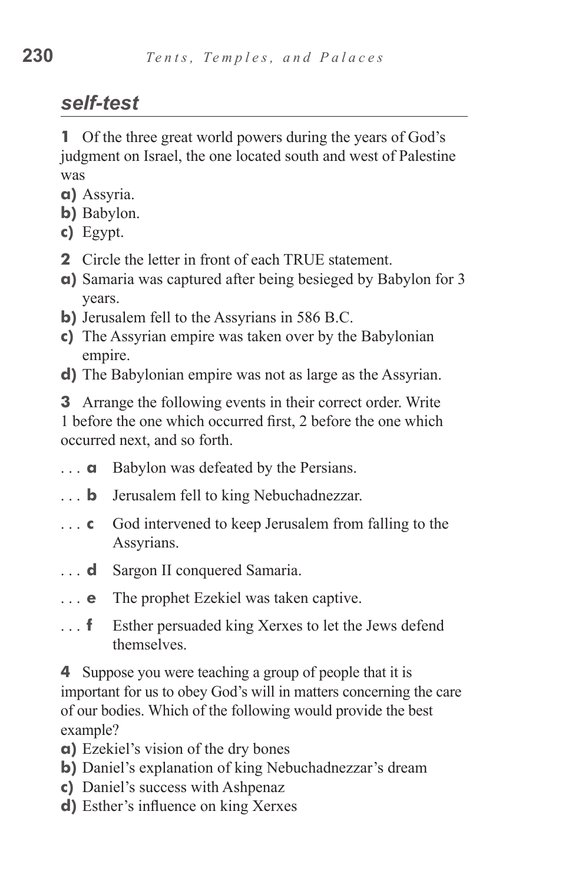## *self-test*

**1** Of the three great world powers during the years of God's judgment on Israel, the one located south and west of Palestine was

**a)** Assyria.
**b)** Babylon.
**c)** Egypt.

**2** Circle the letter in front of each TRUE statement.

**a)** Samaria was captured after being besieged by Babylon for 3 years.
**b)** Jerusalem fell to the Assyrians in 586 B.C.
**c)** The Assyrian empire was taken over by the Babylonian empire.
**d)** The Babylonian empire was not as large as the Assyrian.

**3** Arrange the following events in their correct order. Write 1 before the one which occurred first, 2 before the one which occurred next, and so forth.

. . . **a** Babylon was defeated by the Persians.

. . . **b** Jerusalem fell to king Nebuchadnezzar.

. . . **c** God intervened to keep Jerusalem from falling to the Assyrians.

. . . **d** Sargon II conquered Samaria.

. . . **e** The prophet Ezekiel was taken captive.

. . . **f** Esther persuaded king Xerxes to let the Jews defend themselves.

**4** Suppose you were teaching a group of people that it is important for us to obey God's will in matters concerning the care of our bodies. Which of the following would provide the best example?

**a)** Ezekiel's vision of the dry bones
**b)** Daniel's explanation of king Nebuchadnezzar's dream
**c)** Daniel's success with Ashpenaz
**d)** Esther's influence on king Xerxes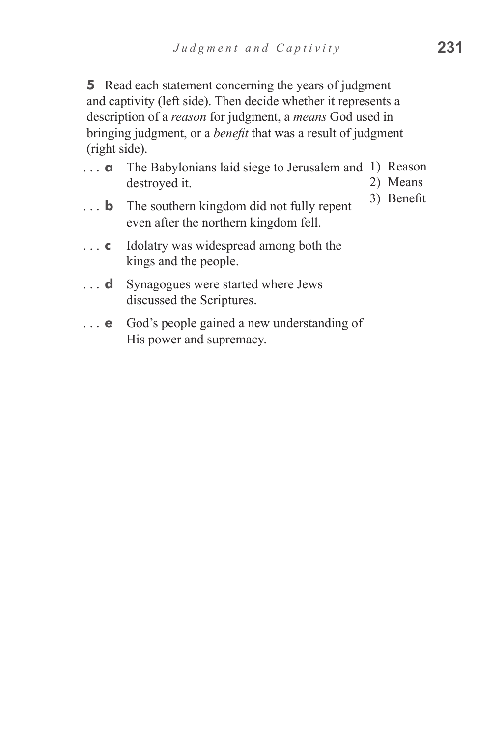**5** Read each statement concerning the years of judgment and captivity (left side). Then decide whether it represents a description of a *reason* for judgment, a *means* God used in bringing judgment, or a *benefit* that was a result of judgment (right side).

. . . **a** The Babylonians laid siege to Jerusalem and destroyed it.

. . . **b** The southern kingdom did not fully repent even after the northern kingdom fell.

. . . **c** Idolatry was widespread among both the kings and the people.

. . . **d** Synagogues were started where Jews discussed the Scriptures.

. . . **e** God's people gained a new understanding of His power and supremacy.

1) Reason
2) Means
3) Benefit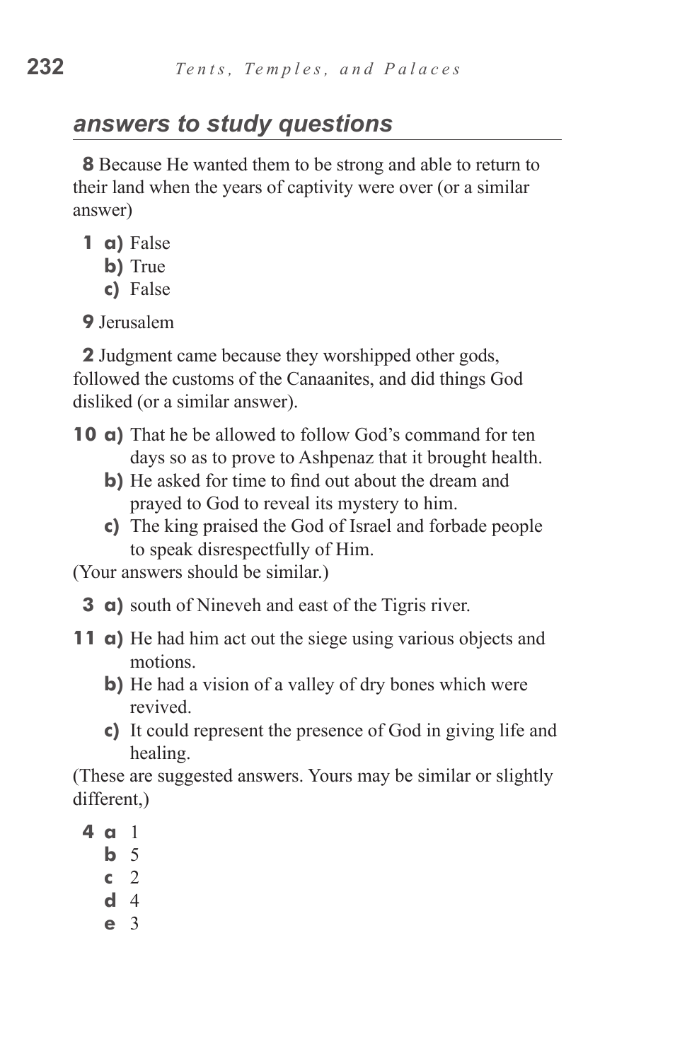## answers to study questions

**8** Because He wanted them to be strong and able to return to their land when the years of captivity were over (or a similar answer)

**1 a)** False
**b)** True
**c)** False

**9** Jerusalem

**2** Judgment came because they worshipped other gods, followed the customs of the Canaanites, and did things God disliked (or a similar answer).

**10 a)** That he be allowed to follow God's command for ten days so as to prove to Ashpenaz that it brought health.
**b)** He asked for time to find out about the dream and prayed to God to reveal its mystery to him.
**c)** The king praised the God of Israel and forbade people to speak disrespectfully of Him.

(Your answers should be similar.)

**3 a)** south of Nineveh and east of the Tigris river.

**11 a)** He had him act out the siege using various objects and motions.
**b)** He had a vision of a valley of dry bones which were revived.
**c)** It could represent the presence of God in giving life and healing.

(These are suggested answers. Yours may be similar or slightly different,)

**4 a** 1
**b** 5
**c** 2
**d** 4
**e** 3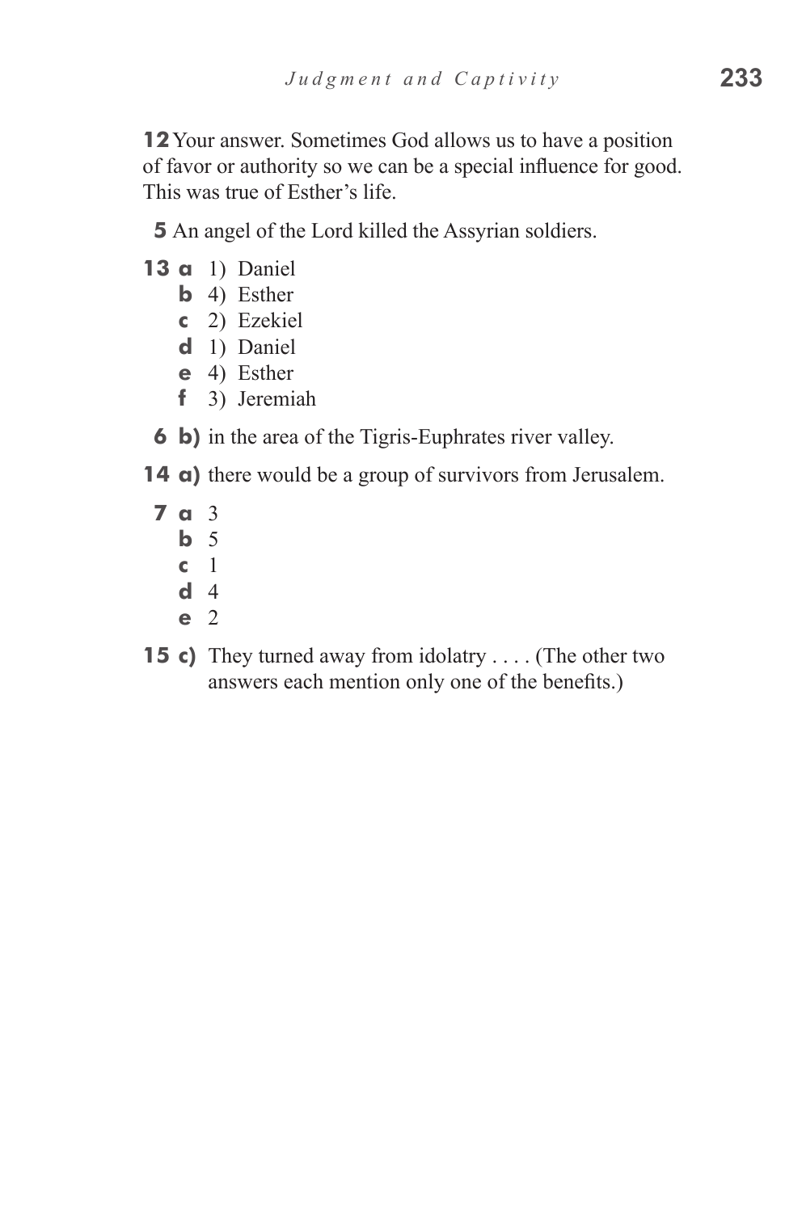**12** Your answer. Sometimes God allows us to have a position of favor or authority so we can be a special influence for good. This was true of Esther's life.

**5** An angel of the Lord killed the Assyrian soldiers.

**13 a** 1) Daniel
**b** 4) Esther
**c** 2) Ezekiel
**d** 1) Daniel
**e** 4) Esther
**f** 3) Jeremiah

**6 b)** in the area of the Tigris-Euphrates river valley.

**14 a)** there would be a group of survivors from Jerusalem.

**7 a** 3
**b** 5
**c** 1
**d** 4
**e** 2

**15 c)** They turned away from idolatry . . . . (The other two answers each mention only one of the benefits.)